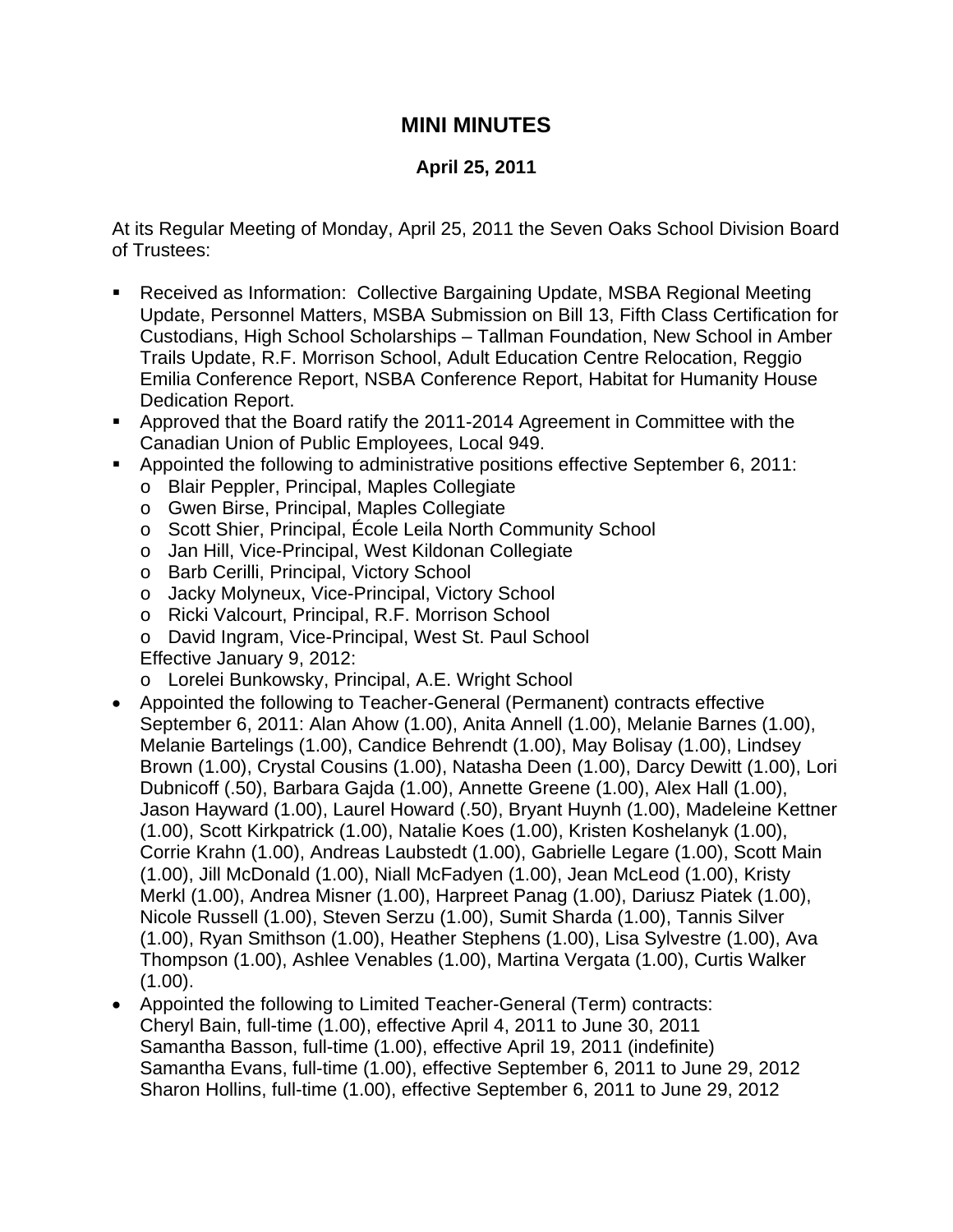# MINI MINUTES

### April 25, 2011

At its Regular Meeting of Monday, April 25, 2011 the Seven Oaks School Division Board of Trustees:

- Received as Information: Collective Bargaining Update, MSBA Regional Meeting Update, Personnel Matters, MSBA Submission on Bill 13, Fifth Class Certification for Custodians, High School Scholarships – Tallman Foundation, New School in Amber Trails Update, R.F. Morrison School, Adult Education Centre Relocation, Reggio Emilia Conference Report, NSBA Conference Report, Habitat for Humanity House Dedication Report.
- Approved that the Board ratify the 2011-2014 Agreement in Committee with the Canadian Union of Public Employees, Local 949.
- Appointed the following to administrative positions effective September 6, 2011:
  - Blair Peppler, Principal, Maples Collegiate
  - Gwen Birse, Principal, Maples Collegiate
  - Scott Shier, Principal, École Leila North Community School
  - Jan Hill, Vice-Principal, West Kildonan Collegiate
  - Barb Cerilli, Principal, Victory School
  - Jacky Molyneux, Vice-Principal, Victory School
  - Ricki Valcourt, Principal, R.F. Morrison School
  - David Ingram, Vice-Principal, West St. Paul School

  Effective January 9, 2012:
  - Lorelei Bunkowsky, Principal, A.E. Wright School
- Appointed the following to Teacher-General (Permanent) contracts effective September 6, 2011: Alan Ahow (1.00), Anita Annell (1.00), Melanie Barnes (1.00), Melanie Bartelings (1.00), Candice Behrendt (1.00), May Bolisay (1.00), Lindsey Brown (1.00), Crystal Cousins (1.00), Natasha Deen (1.00), Darcy Dewitt (1.00), Lori Dubnicoff (.50), Barbara Gajda (1.00), Annette Greene (1.00), Alex Hall (1.00), Jason Hayward (1.00), Laurel Howard (.50), Bryant Huynh (1.00), Madeleine Kettner (1.00), Scott Kirkpatrick (1.00), Natalie Koes (1.00), Kristen Koshelanyk (1.00), Corrie Krahn (1.00), Andreas Laubstedt (1.00), Gabrielle Legare (1.00), Scott Main (1.00), Jill McDonald (1.00), Niall McFadyen (1.00), Jean McLeod (1.00), Kristy Merkl (1.00), Andrea Misner (1.00), Harpreet Panag (1.00), Dariusz Piatek (1.00), Nicole Russell (1.00), Steven Serzu (1.00), Sumit Sharda (1.00), Tannis Silver (1.00), Ryan Smithson (1.00), Heather Stephens (1.00), Lisa Sylvestre (1.00), Ava Thompson (1.00), Ashlee Venables (1.00), Martina Vergata (1.00), Curtis Walker (1.00).
- Appointed the following to Limited Teacher-General (Term) contracts:
  Cheryl Bain, full-time (1.00), effective April 4, 2011 to June 30, 2011
  Samantha Basson, full-time (1.00), effective April 19, 2011 (indefinite)
  Samantha Evans, full-time (1.00), effective September 6, 2011 to June 29, 2012
  Sharon Hollins, full-time (1.00), effective September 6, 2011 to June 29, 2012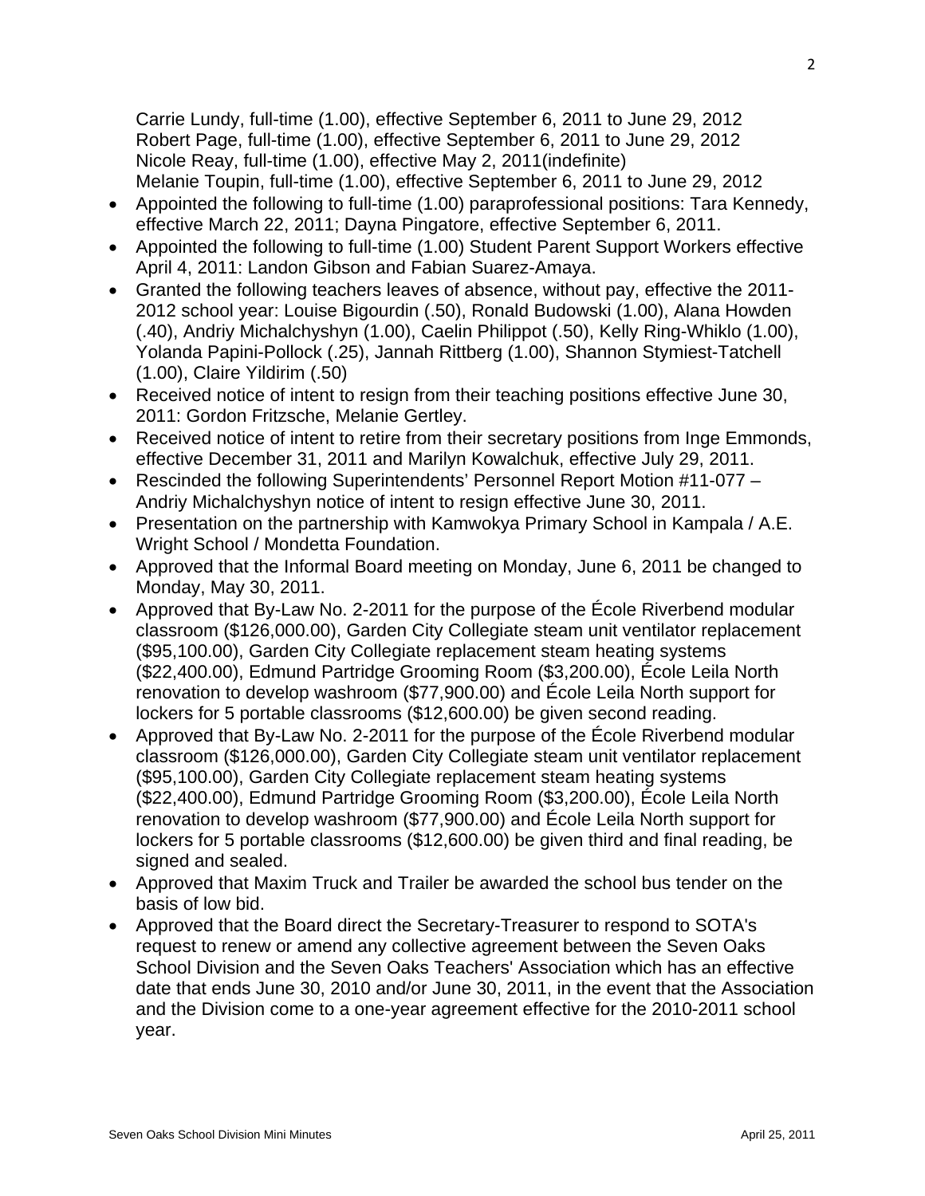Carrie Lundy, full-time (1.00), effective September 6, 2011 to June 29, 2012
Robert Page, full-time (1.00), effective September 6, 2011 to June 29, 2012
Nicole Reay, full-time (1.00), effective May 2, 2011(indefinite)
Melanie Toupin, full-time (1.00), effective September 6, 2011 to June 29, 2012

- Appointed the following to full-time (1.00) paraprofessional positions: Tara Kennedy, effective March 22, 2011; Dayna Pingatore, effective September 6, 2011.
- Appointed the following to full-time (1.00) Student Parent Support Workers effective April 4, 2011: Landon Gibson and Fabian Suarez-Amaya.
- Granted the following teachers leaves of absence, without pay, effective the 2011-2012 school year: Louise Bigourdin (.50), Ronald Budowski (1.00), Alana Howden (.40), Andriy Michalchyshyn (1.00), Caelin Philippot (.50), Kelly Ring-Whiklo (1.00), Yolanda Papini-Pollock (.25), Jannah Rittberg (1.00), Shannon Stymiest-Tatchell (1.00), Claire Yildirim (.50)
- Received notice of intent to resign from their teaching positions effective June 30, 2011: Gordon Fritzsche, Melanie Gertley.
- Received notice of intent to retire from their secretary positions from Inge Emmonds, effective December 31, 2011 and Marilyn Kowalchuk, effective July 29, 2011.
- Rescinded the following Superintendents' Personnel Report Motion #11-077 – Andriy Michalchyshyn notice of intent to resign effective June 30, 2011.
- Presentation on the partnership with Kamwokya Primary School in Kampala / A.E. Wright School / Mondetta Foundation.
- Approved that the Informal Board meeting on Monday, June 6, 2011 be changed to Monday, May 30, 2011.
- Approved that By-Law No. 2-2011 for the purpose of the École Riverbend modular classroom ($126,000.00), Garden City Collegiate steam unit ventilator replacement ($95,100.00), Garden City Collegiate replacement steam heating systems ($22,400.00), Edmund Partridge Grooming Room ($3,200.00), École Leila North renovation to develop washroom ($77,900.00) and École Leila North support for lockers for 5 portable classrooms ($12,600.00) be given second reading.
- Approved that By-Law No. 2-2011 for the purpose of the École Riverbend modular classroom ($126,000.00), Garden City Collegiate steam unit ventilator replacement ($95,100.00), Garden City Collegiate replacement steam heating systems ($22,400.00), Edmund Partridge Grooming Room ($3,200.00), École Leila North renovation to develop washroom ($77,900.00) and École Leila North support for lockers for 5 portable classrooms ($12,600.00) be given third and final reading, be signed and sealed.
- Approved that Maxim Truck and Trailer be awarded the school bus tender on the basis of low bid.
- Approved that the Board direct the Secretary-Treasurer to respond to SOTA's request to renew or amend any collective agreement between the Seven Oaks School Division and the Seven Oaks Teachers' Association which has an effective date that ends June 30, 2010 and/or June 30, 2011, in the event that the Association and the Division come to a one-year agreement effective for the 2010-2011 school year.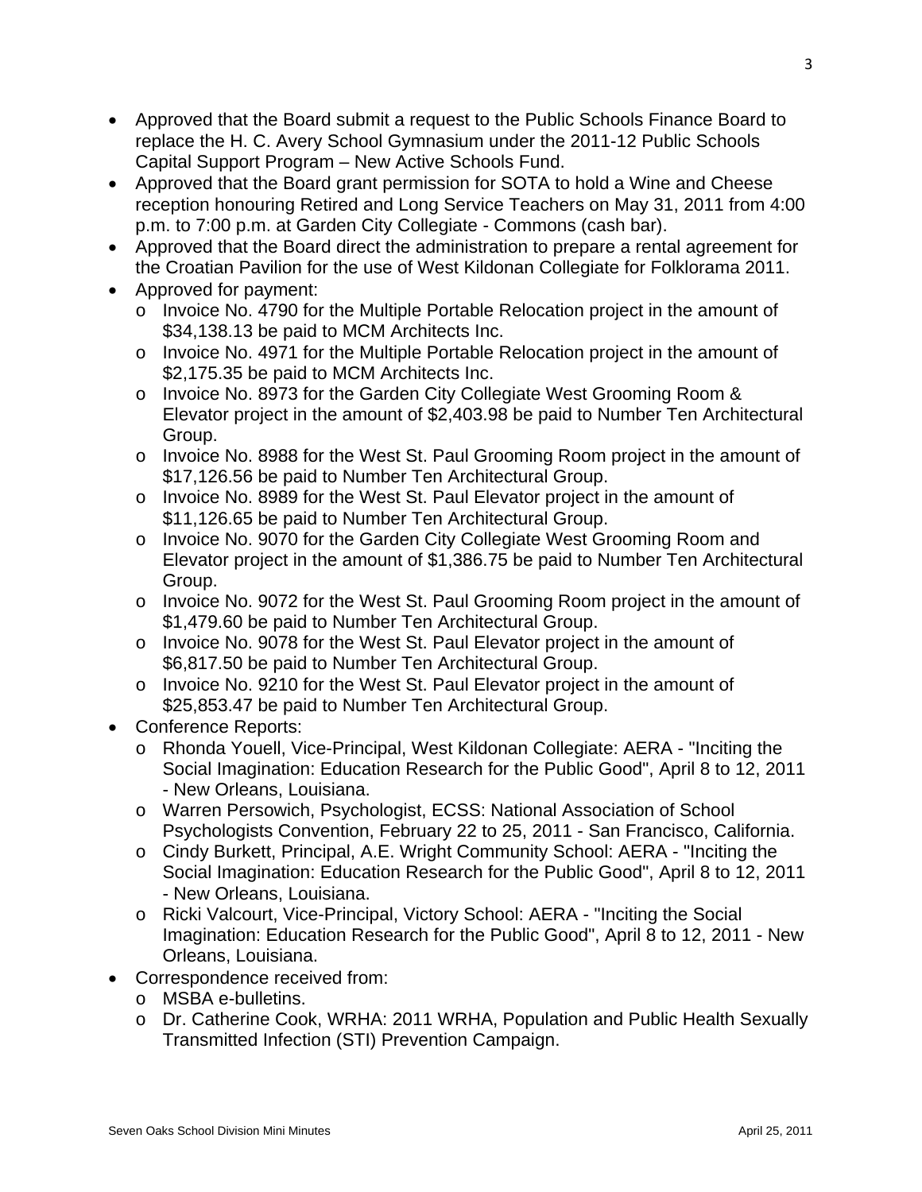- Approved that the Board submit a request to the Public Schools Finance Board to replace the H. C. Avery School Gymnasium under the 2011-12 Public Schools Capital Support Program – New Active Schools Fund.
- Approved that the Board grant permission for SOTA to hold a Wine and Cheese reception honouring Retired and Long Service Teachers on May 31, 2011 from 4:00 p.m. to 7:00 p.m. at Garden City Collegiate - Commons (cash bar).
- Approved that the Board direct the administration to prepare a rental agreement for the Croatian Pavilion for the use of West Kildonan Collegiate for Folklorama 2011.
- Approved for payment:
  - Invoice No. 4790 for the Multiple Portable Relocation project in the amount of $34,138.13 be paid to MCM Architects Inc.
  - Invoice No. 4971 for the Multiple Portable Relocation project in the amount of $2,175.35 be paid to MCM Architects Inc.
  - Invoice No. 8973 for the Garden City Collegiate West Grooming Room & Elevator project in the amount of $2,403.98 be paid to Number Ten Architectural Group.
  - Invoice No. 8988 for the West St. Paul Grooming Room project in the amount of $17,126.56 be paid to Number Ten Architectural Group.
  - Invoice No. 8989 for the West St. Paul Elevator project in the amount of $11,126.65 be paid to Number Ten Architectural Group.
  - Invoice No. 9070 for the Garden City Collegiate West Grooming Room and Elevator project in the amount of $1,386.75 be paid to Number Ten Architectural Group.
  - Invoice No. 9072 for the West St. Paul Grooming Room project in the amount of $1,479.60 be paid to Number Ten Architectural Group.
  - Invoice No. 9078 for the West St. Paul Elevator project in the amount of $6,817.50 be paid to Number Ten Architectural Group.
  - Invoice No. 9210 for the West St. Paul Elevator project in the amount of $25,853.47 be paid to Number Ten Architectural Group.
- Conference Reports:
  - Rhonda Youell, Vice-Principal, West Kildonan Collegiate: AERA - "Inciting the Social Imagination: Education Research for the Public Good", April 8 to 12, 2011 - New Orleans, Louisiana.
  - Warren Persowich, Psychologist, ECSS: National Association of School Psychologists Convention, February 22 to 25, 2011 - San Francisco, California.
  - Cindy Burkett, Principal, A.E. Wright Community School: AERA - "Inciting the Social Imagination: Education Research for the Public Good", April 8 to 12, 2011 - New Orleans, Louisiana.
  - Ricki Valcourt, Vice-Principal, Victory School: AERA - "Inciting the Social Imagination: Education Research for the Public Good", April 8 to 12, 2011 - New Orleans, Louisiana.
- Correspondence received from:
  - MSBA e-bulletins.
  - Dr. Catherine Cook, WRHA: 2011 WRHA, Population and Public Health Sexually Transmitted Infection (STI) Prevention Campaign.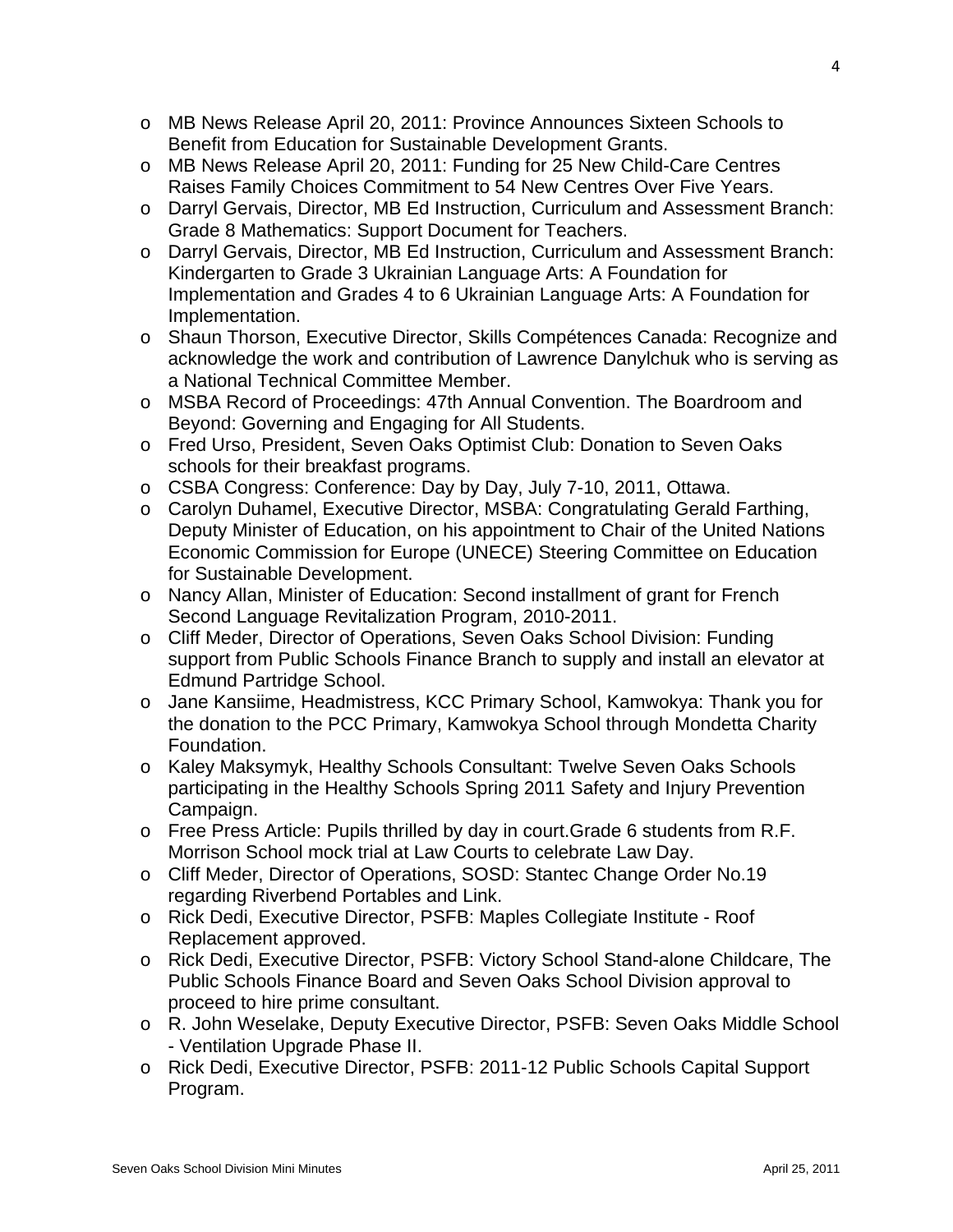- MB News Release April 20, 2011: Province Announces Sixteen Schools to Benefit from Education for Sustainable Development Grants.
- MB News Release April 20, 2011: Funding for 25 New Child-Care Centres Raises Family Choices Commitment to 54 New Centres Over Five Years.
- Darryl Gervais, Director, MB Ed Instruction, Curriculum and Assessment Branch: Grade 8 Mathematics: Support Document for Teachers.
- Darryl Gervais, Director, MB Ed Instruction, Curriculum and Assessment Branch: Kindergarten to Grade 3 Ukrainian Language Arts: A Foundation for Implementation and Grades 4 to 6 Ukrainian Language Arts: A Foundation for Implementation.
- Shaun Thorson, Executive Director, Skills Compétences Canada: Recognize and acknowledge the work and contribution of Lawrence Danylchuk who is serving as a National Technical Committee Member.
- MSBA Record of Proceedings: 47th Annual Convention. The Boardroom and Beyond: Governing and Engaging for All Students.
- Fred Urso, President, Seven Oaks Optimist Club: Donation to Seven Oaks schools for their breakfast programs.
- CSBA Congress: Conference: Day by Day, July 7-10, 2011, Ottawa.
- Carolyn Duhamel, Executive Director, MSBA: Congratulating Gerald Farthing, Deputy Minister of Education, on his appointment to Chair of the United Nations Economic Commission for Europe (UNECE) Steering Committee on Education for Sustainable Development.
- Nancy Allan, Minister of Education: Second installment of grant for French Second Language Revitalization Program, 2010-2011.
- Cliff Meder, Director of Operations, Seven Oaks School Division: Funding support from Public Schools Finance Branch to supply and install an elevator at Edmund Partridge School.
- Jane Kansiime, Headmistress, KCC Primary School, Kamwokya: Thank you for the donation to the PCC Primary, Kamwokya School through Mondetta Charity Foundation.
- Kaley Maksymyk, Healthy Schools Consultant: Twelve Seven Oaks Schools participating in the Healthy Schools Spring 2011 Safety and Injury Prevention Campaign.
- Free Press Article: Pupils thrilled by day in court.Grade 6 students from R.F. Morrison School mock trial at Law Courts to celebrate Law Day.
- Cliff Meder, Director of Operations, SOSD: Stantec Change Order No.19 regarding Riverbend Portables and Link.
- Rick Dedi, Executive Director, PSFB: Maples Collegiate Institute - Roof Replacement approved.
- Rick Dedi, Executive Director, PSFB: Victory School Stand-alone Childcare, The Public Schools Finance Board and Seven Oaks School Division approval to proceed to hire prime consultant.
- R. John Weselake, Deputy Executive Director, PSFB: Seven Oaks Middle School - Ventilation Upgrade Phase II.
- Rick Dedi, Executive Director, PSFB: 2011-12 Public Schools Capital Support Program.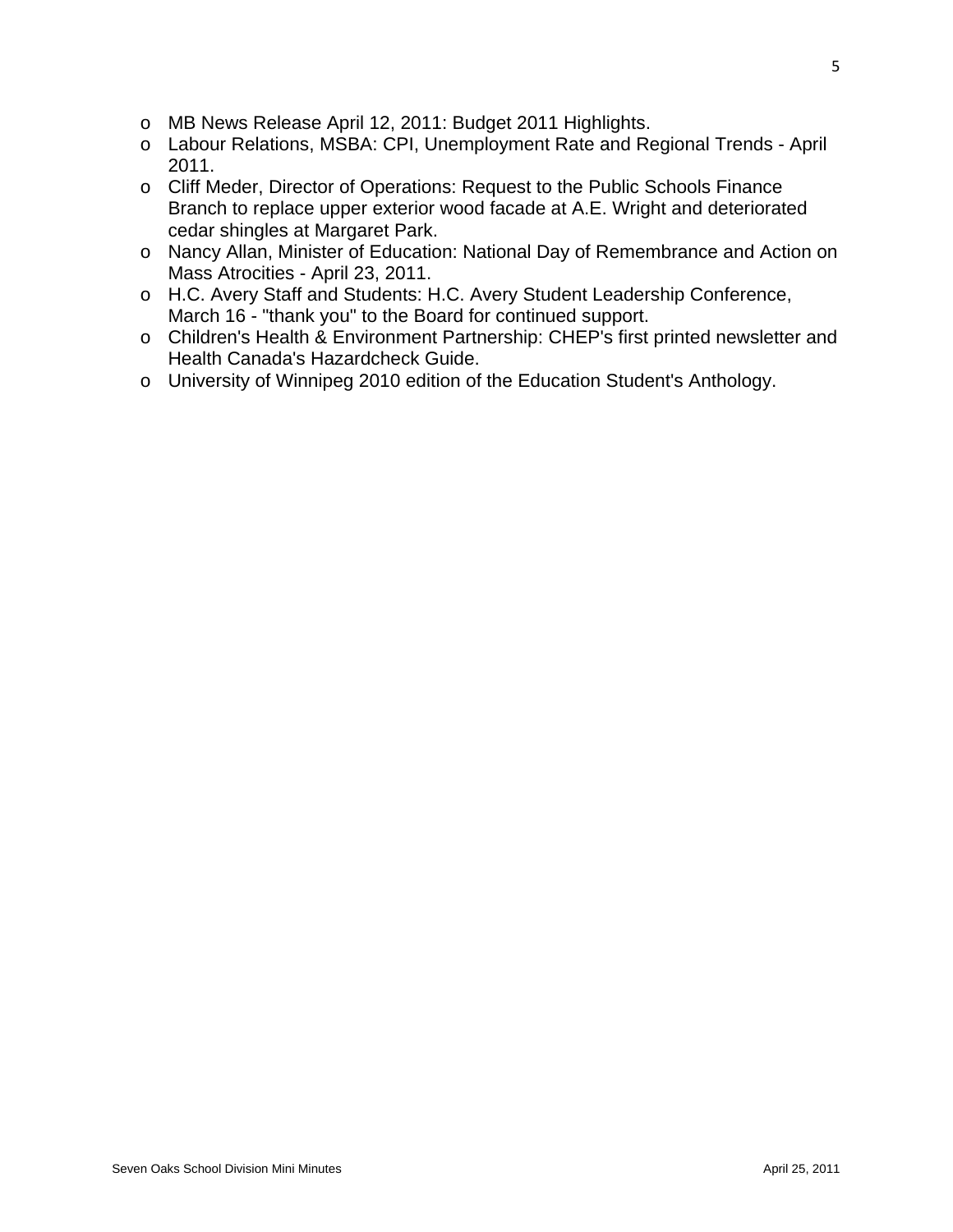- MB News Release April 12, 2011: Budget 2011 Highlights.
- Labour Relations, MSBA: CPI, Unemployment Rate and Regional Trends - April 2011.
- Cliff Meder, Director of Operations: Request to the Public Schools Finance Branch to replace upper exterior wood facade at A.E. Wright and deteriorated cedar shingles at Margaret Park.
- Nancy Allan, Minister of Education: National Day of Remembrance and Action on Mass Atrocities - April 23, 2011.
- H.C. Avery Staff and Students: H.C. Avery Student Leadership Conference, March 16 - "thank you" to the Board for continued support.
- Children's Health & Environment Partnership: CHEP's first printed newsletter and Health Canada's Hazardcheck Guide.
- University of Winnipeg 2010 edition of the Education Student's Anthology.